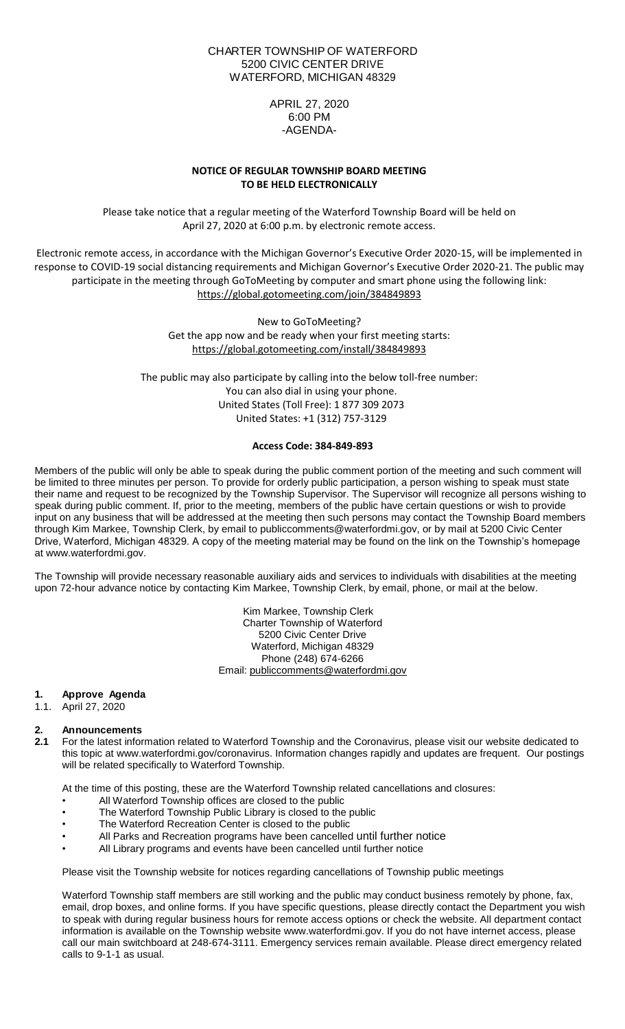CHARTER TOWNSHIP OF WATERFORD
5200 CIVIC CENTER DRIVE
WATERFORD, MICHIGAN 48329

APRIL 27, 2020
6:00 PM
-AGENDA-

**NOTICE OF REGULAR TOWNSHIP BOARD MEETING**
**TO BE HELD ELECTRONICALLY**

Please take notice that a regular meeting of the Waterford Township Board will be held on April 27, 2020 at 6:00 p.m. by electronic remote access.

Electronic remote access, in accordance with the Michigan Governor's Executive Order 2020-15, will be implemented in response to COVID-19 social distancing requirements and Michigan Governor's Executive Order 2020-21. The public may participate in the meeting through GoToMeeting by computer and smart phone using the following link:
https://global.gotomeeting.com/join/384849893

New to GoToMeeting?
Get the app now and be ready when your first meeting starts:
https://global.gotomeeting.com/install/384849893

The public may also participate by calling into the below toll-free number:
You can also dial in using your phone.
United States (Toll Free): 1 877 309 2073
United States: +1 (312) 757-3129

**Access Code: 384-849-893**

Members of the public will only be able to speak during the public comment portion of the meeting and such comment will be limited to three minutes per person. To provide for orderly public participation, a person wishing to speak must state their name and request to be recognized by the Township Supervisor. The Supervisor will recognize all persons wishing to speak during public comment. If, prior to the meeting, members of the public have certain questions or wish to provide input on any business that will be addressed at the meeting then such persons may contact the Township Board members through Kim Markee, Township Clerk, by email to publiccomments@waterfordmi.gov, or by mail at 5200 Civic Center Drive, Waterford, Michigan 48329. A copy of the meeting material may be found on the link on the Township's homepage at www.waterfordmi.gov.

The Township will provide necessary reasonable auxiliary aids and services to individuals with disabilities at the meeting upon 72-hour advance notice by contacting Kim Markee, Township Clerk, by email, phone, or mail at the below.

Kim Markee, Township Clerk
Charter Township of Waterford
5200 Civic Center Drive
Waterford, Michigan 48329
Phone (248) 674-6266
Email: publiccomments@waterfordmi.gov

**1. Approve Agenda**

1.1. April 27, 2020

**2. Announcements**

**2.1** For the latest information related to Waterford Township and the Coronavirus, please visit our website dedicated to this topic at www.waterfordmi.gov/coronavirus. Information changes rapidly and updates are frequent. Our postings will be related specifically to Waterford Township.

At the time of this posting, these are the Waterford Township related cancellations and closures:

- All Waterford Township offices are closed to the public
- The Waterford Township Public Library is closed to the public
- The Waterford Recreation Center is closed to the public
- All Parks and Recreation programs have been cancelled until further notice
- All Library programs and events have been cancelled until further notice

Please visit the Township website for notices regarding cancellations of Township public meetings

Waterford Township staff members are still working and the public may conduct business remotely by phone, fax, email, drop boxes, and online forms. If you have specific questions, please directly contact the Department you wish to speak with during regular business hours for remote access options or check the website. All department contact information is available on the Township website www.waterfordmi.gov. If you do not have internet access, please call our main switchboard at 248-674-3111. Emergency services remain available. Please direct emergency related calls to 9-1-1 as usual.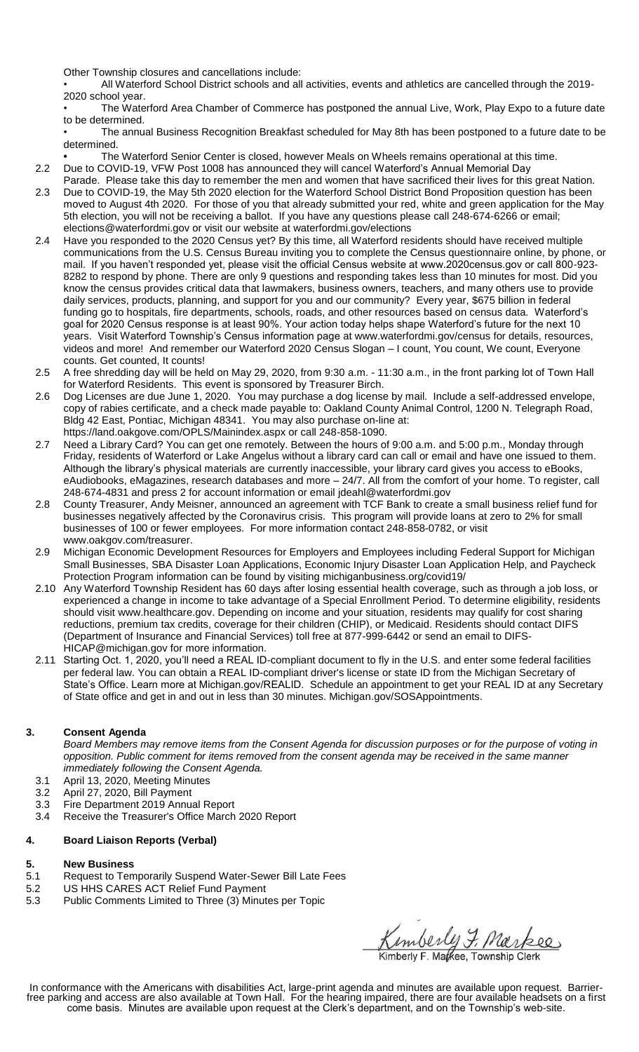Other Township closures and cancellations include:

- All Waterford School District schools and all activities, events and athletics are cancelled through the 2019-2020 school year.
- The Waterford Area Chamber of Commerce has postponed the annual Live, Work, Play Expo to a future date to be determined.
- The annual Business Recognition Breakfast scheduled for May 8th has been postponed to a future date to be determined.
- The Waterford Senior Center is closed, however Meals on Wheels remains operational at this time.

2.2 Due to COVID-19, VFW Post 1008 has announced they will cancel Waterford's Annual Memorial Day Parade. Please take this day to remember the men and women that have sacrificed their lives for this great Nation.

2.3 Due to COVID-19, the May 5th 2020 election for the Waterford School District Bond Proposition question has been moved to August 4th 2020. For those of you that already submitted your red, white and green application for the May 5th election, you will not be receiving a ballot. If you have any questions please call 248-674-6266 or email; elections@waterfordmi.gov or visit our website at waterfordmi.gov/elections

2.4 Have you responded to the 2020 Census yet? By this time, all Waterford residents should have received multiple communications from the U.S. Census Bureau inviting you to complete the Census questionnaire online, by phone, or mail. If you haven't responded yet, please visit the official Census website at www.2020census.gov or call 800-923-8282 to respond by phone. There are only 9 questions and responding takes less than 10 minutes for most. Did you know the census provides critical data that lawmakers, business owners, teachers, and many others use to provide daily services, products, planning, and support for you and our community? Every year, $675 billion in federal funding go to hospitals, fire departments, schools, roads, and other resources based on census data. Waterford's goal for 2020 Census response is at least 90%. Your action today helps shape Waterford's future for the next 10 years. Visit Waterford Township's Census information page at www.waterfordmi.gov/census for details, resources, videos and more! And remember our Waterford 2020 Census Slogan – I count, You count, We count, Everyone counts. Get counted, It counts!

2.5 A free shredding day will be held on May 29, 2020, from 9:30 a.m. - 11:30 a.m., in the front parking lot of Town Hall for Waterford Residents. This event is sponsored by Treasurer Birch.

2.6 Dog Licenses are due June 1, 2020. You may purchase a dog license by mail. Include a self-addressed envelope, copy of rabies certificate, and a check made payable to: Oakland County Animal Control, 1200 N. Telegraph Road, Bldg 42 East, Pontiac, Michigan 48341. You may also purchase on-line at: https://land.oakgove.com/OPLS/Mainindex.aspx or call 248-858-1090.

2.7 Need a Library Card? You can get one remotely. Between the hours of 9:00 a.m. and 5:00 p.m., Monday through Friday, residents of Waterford or Lake Angelus without a library card can call or email and have one issued to them. Although the library's physical materials are currently inaccessible, your library card gives you access to eBooks, eAudiobooks, eMagazines, research databases and more – 24/7. All from the comfort of your home. To register, call 248-674-4831 and press 2 for account information or email jdeahl@waterfordmi.gov

2.8 County Treasurer, Andy Meisner, announced an agreement with TCF Bank to create a small business relief fund for businesses negatively affected by the Coronavirus crisis. This program will provide loans at zero to 2% for small businesses of 100 or fewer employees. For more information contact 248-858-0782, or visit www.oakgov.com/treasurer.

2.9 Michigan Economic Development Resources for Employers and Employees including Federal Support for Michigan Small Businesses, SBA Disaster Loan Applications, Economic Injury Disaster Loan Application Help, and Paycheck Protection Program information can be found by visiting michiganbusiness.org/covid19/

2.10 Any Waterford Township Resident has 60 days after losing essential health coverage, such as through a job loss, or experienced a change in income to take advantage of a Special Enrollment Period. To determine eligibility, residents should visit www.healthcare.gov. Depending on income and your situation, residents may qualify for cost sharing reductions, premium tax credits, coverage for their children (CHIP), or Medicaid. Residents should contact DIFS (Department of Insurance and Financial Services) toll free at 877-999-6442 or send an email to DIFS-HICAP@michigan.gov for more information.

2.11 Starting Oct. 1, 2020, you'll need a REAL ID-compliant document to fly in the U.S. and enter some federal facilities per federal law. You can obtain a REAL ID-compliant driver's license or state ID from the Michigan Secretary of State's Office. Learn more at Michigan.gov/REALID. Schedule an appointment to get your REAL ID at any Secretary of State office and get in and out in less than 30 minutes. Michigan.gov/SOSAppointments.

## 3. Consent Agenda

*Board Members may remove items from the Consent Agenda for discussion purposes or for the purpose of voting in opposition. Public comment for items removed from the consent agenda may be received in the same manner immediately following the Consent Agenda.*

3.1 April 13, 2020, Meeting Minutes
3.2 April 27, 2020, Bill Payment
3.3 Fire Department 2019 Annual Report
3.4 Receive the Treasurer's Office March 2020 Report

## 4. Board Liaison Reports (Verbal)

## 5. New Business

5.1 Request to Temporarily Suspend Water-Sewer Bill Late Fees
5.2 US HHS CARES ACT Relief Fund Payment
5.3 Public Comments Limited to Three (3) Minutes per Topic

Kimberly F. Markee
Kimberly F. Markee, Township Clerk

In conformance with the Americans with disabilities Act, large-print agenda and minutes are available upon request. Barrier-free parking and access are also available at Town Hall. For the hearing impaired, there are four available headsets on a first come basis. Minutes are available upon request at the Clerk's department, and on the Township's web-site.